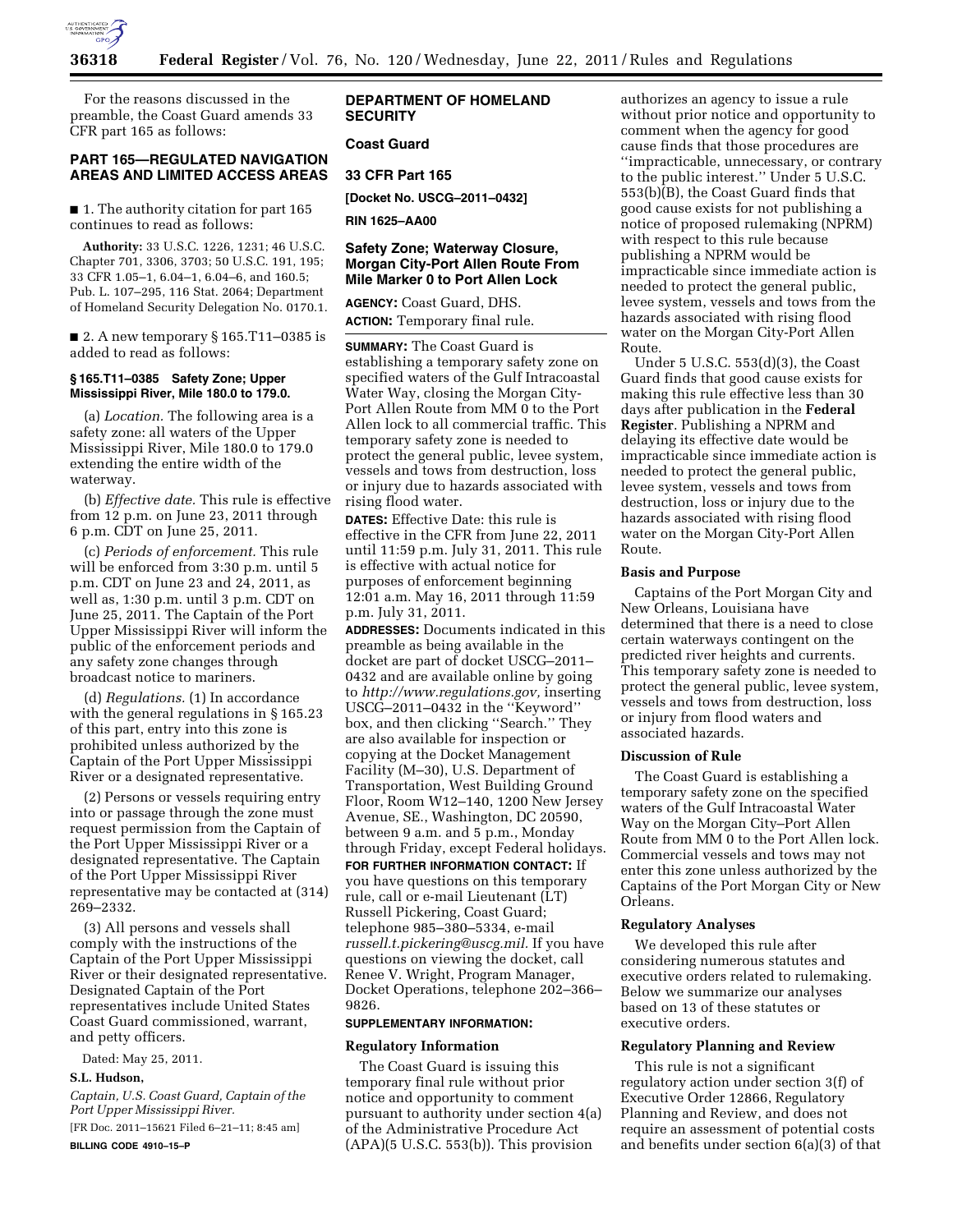For the reasons discussed in the preamble, the Coast Guard amends 33 CFR part 165 as follows:

## PART 165—REGULATED NAVIGATION AREAS AND LIMITED ACCESS AREAS

■ 1. The authority citation for part 165 continues to read as follows:

**Authority:** 33 U.S.C. 1226, 1231; 46 U.S.C. Chapter 701, 3306, 3703; 50 U.S.C. 191, 195; 33 CFR 1.05–1, 6.04–1, 6.04–6, and 160.5; Pub. L. 107–295, 116 Stat. 2064; Department of Homeland Security Delegation No. 0170.1.

■ 2. A new temporary § 165.T11–0385 is added to read as follows:

### § 165.T11–0385 Safety Zone; Upper Mississippi River, Mile 180.0 to 179.0.

(a) *Location.* The following area is a safety zone: all waters of the Upper Mississippi River, Mile 180.0 to 179.0 extending the entire width of the waterway.

(b) *Effective date.* This rule is effective from 12 p.m. on June 23, 2011 through 6 p.m. CDT on June 25, 2011.

(c) *Periods of enforcement.* This rule will be enforced from 3:30 p.m. until 5 p.m. CDT on June 23 and 24, 2011, as well as, 1:30 p.m. until 3 p.m. CDT on June 25, 2011. The Captain of the Port Upper Mississippi River will inform the public of the enforcement periods and any safety zone changes through broadcast notice to mariners.

(d) *Regulations.* (1) In accordance with the general regulations in § 165.23 of this part, entry into this zone is prohibited unless authorized by the Captain of the Port Upper Mississippi River or a designated representative.

(2) Persons or vessels requiring entry into or passage through the zone must request permission from the Captain of the Port Upper Mississippi River or a designated representative. The Captain of the Port Upper Mississippi River representative may be contacted at (314) 269–2332.

(3) All persons and vessels shall comply with the instructions of the Captain of the Port Upper Mississippi River or their designated representative. Designated Captain of the Port representatives include United States Coast Guard commissioned, warrant, and petty officers.

Dated: May 25, 2011.

**S.L. Hudson,**

*Captain, U.S. Coast Guard, Captain of the Port Upper Mississippi River.*

[FR Doc. 2011–15621 Filed 6–21–11; 8:45 am]

**BILLING CODE 4910–15–P**

## DEPARTMENT OF HOMELAND SECURITY

## Coast Guard

## 33 CFR Part 165

**[Docket No. USCG–2011–0432]**

**RIN 1625–AA00**

## Safety Zone; Waterway Closure, Morgan City-Port Allen Route From Mile Marker 0 to Port Allen Lock

**AGENCY:** Coast Guard, DHS.

**ACTION:** Temporary final rule.

**SUMMARY:** The Coast Guard is establishing a temporary safety zone on specified waters of the Gulf Intracoastal Water Way, closing the Morgan City-Port Allen Route from MM 0 to the Port Allen lock to all commercial traffic. This temporary safety zone is needed to protect the general public, levee system, vessels and tows from destruction, loss or injury due to hazards associated with rising flood water.

**DATES:** Effective Date: this rule is effective in the CFR from June 22, 2011 until 11:59 p.m. July 31, 2011. This rule is effective with actual notice for purposes of enforcement beginning 12:01 a.m. May 16, 2011 through 11:59 p.m. July 31, 2011.

**ADDRESSES:** Documents indicated in this preamble as being available in the docket are part of docket USCG–2011–0432 and are available online by going to *http://www.regulations.gov,* inserting USCG–2011–0432 in the ''Keyword'' box, and then clicking ''Search.'' They are also available for inspection or copying at the Docket Management Facility (M–30), U.S. Department of Transportation, West Building Ground Floor, Room W12–140, 1200 New Jersey Avenue, SE., Washington, DC 20590, between 9 a.m. and 5 p.m., Monday through Friday, except Federal holidays.

**FOR FURTHER INFORMATION CONTACT:** If you have questions on this temporary rule, call or e-mail Lieutenant (LT) Russell Pickering, Coast Guard; telephone 985–380–5334, e-mail *russell.t.pickering@uscg.mil.* If you have questions on viewing the docket, call Renee V. Wright, Program Manager, Docket Operations, telephone 202–366–9826.

**SUPPLEMENTARY INFORMATION:**

### Regulatory Information

The Coast Guard is issuing this temporary final rule without prior notice and opportunity to comment pursuant to authority under section 4(a) of the Administrative Procedure Act (APA)(5 U.S.C. 553(b)). This provision authorizes an agency to issue a rule without prior notice and opportunity to comment when the agency for good cause finds that those procedures are ''impracticable, unnecessary, or contrary to the public interest.'' Under 5 U.S.C. 553(b)(B), the Coast Guard finds that good cause exists for not publishing a notice of proposed rulemaking (NPRM) with respect to this rule because publishing a NPRM would be impracticable since immediate action is needed to protect the general public, levee system, vessels and tows from the hazards associated with rising flood water on the Morgan City-Port Allen Route.

Under 5 U.S.C. 553(d)(3), the Coast Guard finds that good cause exists for making this rule effective less than 30 days after publication in the **Federal Register**. Publishing a NPRM and delaying its effective date would be impracticable since immediate action is needed to protect the general public, levee system, vessels and tows from destruction, loss or injury due to the hazards associated with rising flood water on the Morgan City-Port Allen Route.

### Basis and Purpose

Captains of the Port Morgan City and New Orleans, Louisiana have determined that there is a need to close certain waterways contingent on the predicted river heights and currents. This temporary safety zone is needed to protect the general public, levee system, vessels and tows from destruction, loss or injury from flood waters and associated hazards.

### Discussion of Rule

The Coast Guard is establishing a temporary safety zone on the specified waters of the Gulf Intracoastal Water Way on the Morgan City–Port Allen Route from MM 0 to the Port Allen lock. Commercial vessels and tows may not enter this zone unless authorized by the Captains of the Port Morgan City or New Orleans.

### Regulatory Analyses

We developed this rule after considering numerous statutes and executive orders related to rulemaking. Below we summarize our analyses based on 13 of these statutes or executive orders.

### Regulatory Planning and Review

This rule is not a significant regulatory action under section 3(f) of Executive Order 12866, Regulatory Planning and Review, and does not require an assessment of potential costs and benefits under section 6(a)(3) of that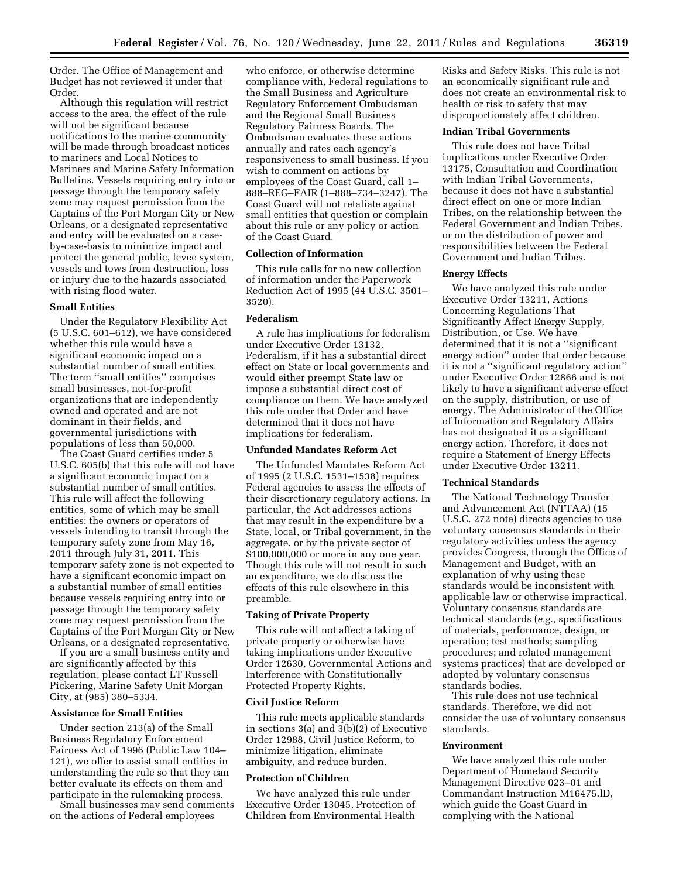Order. The Office of Management and Budget has not reviewed it under that Order.

Although this regulation will restrict access to the area, the effect of the rule will not be significant because notifications to the marine community will be made through broadcast notices to mariners and Local Notices to Mariners and Marine Safety Information Bulletins. Vessels requiring entry into or passage through the temporary safety zone may request permission from the Captains of the Port Morgan City or New Orleans, or a designated representative and entry will be evaluated on a case-by-case-basis to minimize impact and protect the general public, levee system, vessels and tows from destruction, loss or injury due to the hazards associated with rising flood water.

### Small Entities

Under the Regulatory Flexibility Act (5 U.S.C. 601–612), we have considered whether this rule would have a significant economic impact on a substantial number of small entities. The term ''small entities'' comprises small businesses, not-for-profit organizations that are independently owned and operated and are not dominant in their fields, and governmental jurisdictions with populations of less than 50,000.

The Coast Guard certifies under 5 U.S.C. 605(b) that this rule will not have a significant economic impact on a substantial number of small entities. This rule will affect the following entities, some of which may be small entities: the owners or operators of vessels intending to transit through the temporary safety zone from May 16, 2011 through July 31, 2011. This temporary safety zone is not expected to have a significant economic impact on a substantial number of small entities because vessels requiring entry into or passage through the temporary safety zone may request permission from the Captains of the Port Morgan City or New Orleans, or a designated representative.

If you are a small business entity and are significantly affected by this regulation, please contact LT Russell Pickering, Marine Safety Unit Morgan City, at (985) 380–5334.

### Assistance for Small Entities

Under section 213(a) of the Small Business Regulatory Enforcement Fairness Act of 1996 (Public Law 104–121), we offer to assist small entities in understanding the rule so that they can better evaluate its effects on them and participate in the rulemaking process.

Small businesses may send comments on the actions of Federal employees who enforce, or otherwise determine compliance with, Federal regulations to the Small Business and Agriculture Regulatory Enforcement Ombudsman and the Regional Small Business Regulatory Fairness Boards. The Ombudsman evaluates these actions annually and rates each agency's responsiveness to small business. If you wish to comment on actions by employees of the Coast Guard, call 1–888–REG–FAIR (1–888–734–3247). The Coast Guard will not retaliate against small entities that question or complain about this rule or any policy or action of the Coast Guard.

### Collection of Information

This rule calls for no new collection of information under the Paperwork Reduction Act of 1995 (44 U.S.C. 3501–3520).

### Federalism

A rule has implications for federalism under Executive Order 13132, Federalism, if it has a substantial direct effect on State or local governments and would either preempt State law or impose a substantial direct cost of compliance on them. We have analyzed this rule under that Order and have determined that it does not have implications for federalism.

### Unfunded Mandates Reform Act

The Unfunded Mandates Reform Act of 1995 (2 U.S.C. 1531–1538) requires Federal agencies to assess the effects of their discretionary regulatory actions. In particular, the Act addresses actions that may result in the expenditure by a State, local, or Tribal government, in the aggregate, or by the private sector of $100,000,000 or more in any one year. Though this rule will not result in such an expenditure, we do discuss the effects of this rule elsewhere in this preamble.

### Taking of Private Property

This rule will not affect a taking of private property or otherwise have taking implications under Executive Order 12630, Governmental Actions and Interference with Constitutionally Protected Property Rights.

### Civil Justice Reform

This rule meets applicable standards in sections 3(a) and 3(b)(2) of Executive Order 12988, Civil Justice Reform, to minimize litigation, eliminate ambiguity, and reduce burden.

### Protection of Children

We have analyzed this rule under Executive Order 13045, Protection of Children from Environmental Health Risks and Safety Risks. This rule is not an economically significant rule and does not create an environmental risk to health or risk to safety that may disproportionately affect children.

### Indian Tribal Governments

This rule does not have Tribal implications under Executive Order 13175, Consultation and Coordination with Indian Tribal Governments, because it does not have a substantial direct effect on one or more Indian Tribes, on the relationship between the Federal Government and Indian Tribes, or on the distribution of power and responsibilities between the Federal Government and Indian Tribes.

### Energy Effects

We have analyzed this rule under Executive Order 13211, Actions Concerning Regulations That Significantly Affect Energy Supply, Distribution, or Use. We have determined that it is not a ''significant energy action'' under that order because it is not a ''significant regulatory action'' under Executive Order 12866 and is not likely to have a significant adverse effect on the supply, distribution, or use of energy. The Administrator of the Office of Information and Regulatory Affairs has not designated it as a significant energy action. Therefore, it does not require a Statement of Energy Effects under Executive Order 13211.

### Technical Standards

The National Technology Transfer and Advancement Act (NTTAA) (15 U.S.C. 272 note) directs agencies to use voluntary consensus standards in their regulatory activities unless the agency provides Congress, through the Office of Management and Budget, with an explanation of why using these standards would be inconsistent with applicable law or otherwise impractical. Voluntary consensus standards are technical standards (*e.g.,* specifications of materials, performance, design, or operation; test methods; sampling procedures; and related management systems practices) that are developed or adopted by voluntary consensus standards bodies.

This rule does not use technical standards. Therefore, we did not consider the use of voluntary consensus standards.

### Environment

We have analyzed this rule under Department of Homeland Security Management Directive 023–01 and Commandant Instruction M16475.lD, which guide the Coast Guard in complying with the National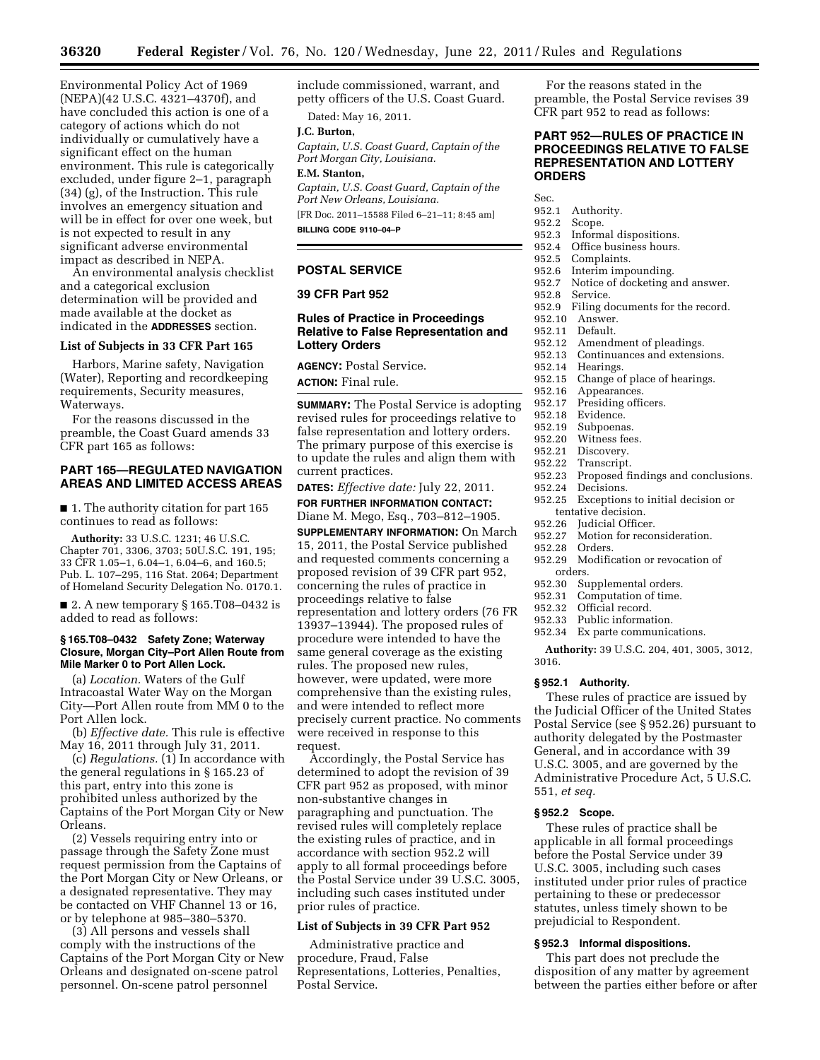Environmental Policy Act of 1969 (NEPA)(42 U.S.C. 4321–4370f), and have concluded this action is one of a category of actions which do not individually or cumulatively have a significant effect on the human environment. This rule is categorically excluded, under figure 2–1, paragraph (34) (g), of the Instruction. This rule involves an emergency situation and will be in effect for over one week, but is not expected to result in any significant adverse environmental impact as described in NEPA.

An environmental analysis checklist and a categorical exclusion determination will be provided and made available at the docket as indicated in the **ADDRESSES** section.

### List of Subjects in 33 CFR Part 165

Harbors, Marine safety, Navigation (Water), Reporting and recordkeeping requirements, Security measures, Waterways.

For the reasons discussed in the preamble, the Coast Guard amends 33 CFR part 165 as follows:

## PART 165—REGULATED NAVIGATION AREAS AND LIMITED ACCESS AREAS

■ 1. The authority citation for part 165 continues to read as follows:

**Authority:** 33 U.S.C. 1231; 46 U.S.C. Chapter 701, 3306, 3703; 50U.S.C. 191, 195; 33 CFR 1.05–1, 6.04–1, 6.04–6, and 160.5; Pub. L. 107–295, 116 Stat. 2064; Department of Homeland Security Delegation No. 0170.1.

■ 2. A new temporary § 165.T08–0432 is added to read as follows:

### § 165.T08–0432 Safety Zone; Waterway Closure, Morgan City–Port Allen Route from Mile Marker 0 to Port Allen Lock.

(a) *Location.* Waters of the Gulf Intracoastal Water Way on the Morgan City—Port Allen route from MM 0 to the Port Allen lock.

(b) *Effective date.* This rule is effective May 16, 2011 through July 31, 2011.

(c) *Regulations.* (1) In accordance with the general regulations in § 165.23 of this part, entry into this zone is prohibited unless authorized by the Captains of the Port Morgan City or New Orleans.

(2) Vessels requiring entry into or passage through the Safety Zone must request permission from the Captains of the Port Morgan City or New Orleans, or a designated representative. They may be contacted on VHF Channel 13 or 16, or by telephone at 985–380–5370.

(3) All persons and vessels shall comply with the instructions of the Captains of the Port Morgan City or New Orleans and designated on-scene patrol personnel. On-scene patrol personnel include commissioned, warrant, and petty officers of the U.S. Coast Guard.

Dated: May 16, 2011.

**J.C. Burton,**

*Captain, U.S. Coast Guard, Captain of the Port Morgan City, Louisiana.*

**E.M. Stanton,**

*Captain, U.S. Coast Guard, Captain of the Port New Orleans, Louisiana.*

[FR Doc. 2011–15588 Filed 6–21–11; 8:45 am]

**BILLING CODE 9110–04–P**

---

## POSTAL SERVICE

## 39 CFR Part 952

## Rules of Practice in Proceedings Relative to False Representation and Lottery Orders

**AGENCY:** Postal Service.

**ACTION:** Final rule.

**SUMMARY:** The Postal Service is adopting revised rules for proceedings relative to false representation and lottery orders. The primary purpose of this exercise is to update the rules and align them with current practices.

**DATES:** *Effective date:* July 22, 2011.

**FOR FURTHER INFORMATION CONTACT:** Diane M. Mego, Esq., 703–812–1905.

**SUPPLEMENTARY INFORMATION:** On March 15, 2011, the Postal Service published and requested comments concerning a proposed revision of 39 CFR part 952, concerning the rules of practice in proceedings relative to false representation and lottery orders (76 FR 13937–13944). The proposed rules of procedure were intended to have the same general coverage as the existing rules. The proposed new rules, however, were updated, were more comprehensive than the existing rules, and were intended to reflect more precisely current practice. No comments were received in response to this request.

Accordingly, the Postal Service has determined to adopt the revision of 39 CFR part 952 as proposed, with minor non-substantive changes in paragraphing and punctuation. The revised rules will completely replace the existing rules of practice, and in accordance with section 952.2 will apply to all formal proceedings before the Postal Service under 39 U.S.C. 3005, including such cases instituted under prior rules of practice.

### List of Subjects in 39 CFR Part 952

Administrative practice and procedure, Fraud, False Representations, Lotteries, Penalties, Postal Service.

For the reasons stated in the preamble, the Postal Service revises 39 CFR part 952 to read as follows:

## PART 952—RULES OF PRACTICE IN PROCEEDINGS RELATIVE TO FALSE REPRESENTATION AND LOTTERY ORDERS

Sec.
952.1 Authority.
952.2 Scope.
952.3 Informal dispositions.
952.4 Office business hours.
952.5 Complaints.
952.6 Interim impounding.
952.7 Notice of docketing and answer.
952.8 Service.
952.9 Filing documents for the record.
952.10 Answer.
952.11 Default.
952.12 Amendment of pleadings.
952.13 Continuances and extensions.
952.14 Hearings.
952.15 Change of place of hearings.
952.16 Appearances.
952.17 Presiding officers.
952.18 Evidence.
952.19 Subpoenas.
952.20 Witness fees.
952.21 Discovery.
952.22 Transcript.
952.23 Proposed findings and conclusions.
952.24 Decisions.
952.25 Exceptions to initial decision or tentative decision.
952.26 Judicial Officer.
952.27 Motion for reconsideration.
952.28 Orders.
952.29 Modification or revocation of orders.
952.30 Supplemental orders.
952.31 Computation of time.
952.32 Official record.
952.33 Public information.
952.34 Ex parte communications.

**Authority:** 39 U.S.C. 204, 401, 3005, 3012, 3016.

### § 952.1 Authority.

These rules of practice are issued by the Judicial Officer of the United States Postal Service (see § 952.26) pursuant to authority delegated by the Postmaster General, and in accordance with 39 U.S.C. 3005, and are governed by the Administrative Procedure Act, 5 U.S.C. 551, *et seq.*

### § 952.2 Scope.

These rules of practice shall be applicable in all formal proceedings before the Postal Service under 39 U.S.C. 3005, including such cases instituted under prior rules of practice pertaining to these or predecessor statutes, unless timely shown to be prejudicial to Respondent.

### § 952.3 Informal dispositions.

This part does not preclude the disposition of any matter by agreement between the parties either before or after